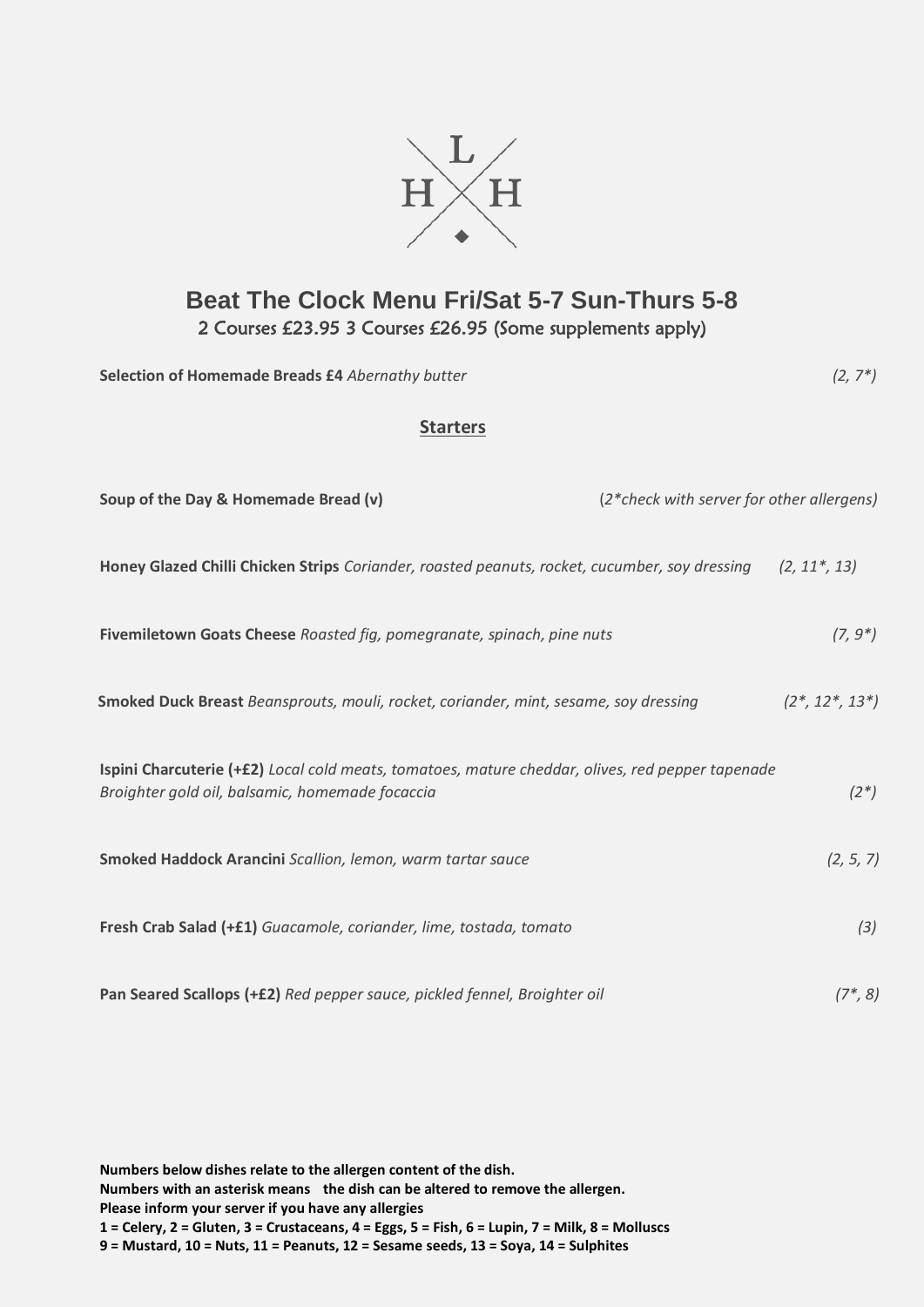# Beat The Clock Menu Fri/Sat 5-7 Sun-Thurs 5-8

2 Courses £23.95 3 Courses £26.95 (Some supplements apply)

**Selection of Homemade Breads £4** *Abernathy butter* *(2, 7*)*

## Starters

**Soup of the Day & Homemade Bread (v)** (*2*check with server for other allergens)*

**Honey Glazed Chilli Chicken Strips** *Coriander, roasted peanuts, rocket, cucumber, soy dressing* *(2, 11*, 13)*

**Fivemiletown Goats Cheese** *Roasted fig, pomegranate, spinach, pine nuts* *(7, 9*)*

**Smoked Duck Breast** *Beansprouts, mouli, rocket, coriander, mint, sesame, soy dressing* *(2*, 12*, 13*)*

**Ispini Charcuterie (+£2)** *Local cold meats, tomatoes, mature cheddar, olives, red pepper tapenade Broighter gold oil, balsamic, homemade focaccia* *(2*)*

**Smoked Haddock Arancini** *Scallion, lemon, warm tartar sauce* *(2, 5, 7)*

**Fresh Crab Salad (+£1)** *Guacamole, coriander, lime, tostada, tomato* *(3)*

**Pan Seared Scallops (+£2)** *Red pepper sauce, pickled fennel, Broighter oil* *(7*, 8)*

**Numbers below dishes relate to the allergen content of the dish.**
**Numbers with an asterisk means the dish can be altered to remove the allergen.**
**Please inform your server if you have any allergies**
**1 = Celery, 2 = Gluten, 3 = Crustaceans, 4 = Eggs, 5 = Fish, 6 = Lupin, 7 = Milk, 8 = Molluscs**
**9 = Mustard, 10 = Nuts, 11 = Peanuts, 12 = Sesame seeds, 13 = Soya, 14 = Sulphites**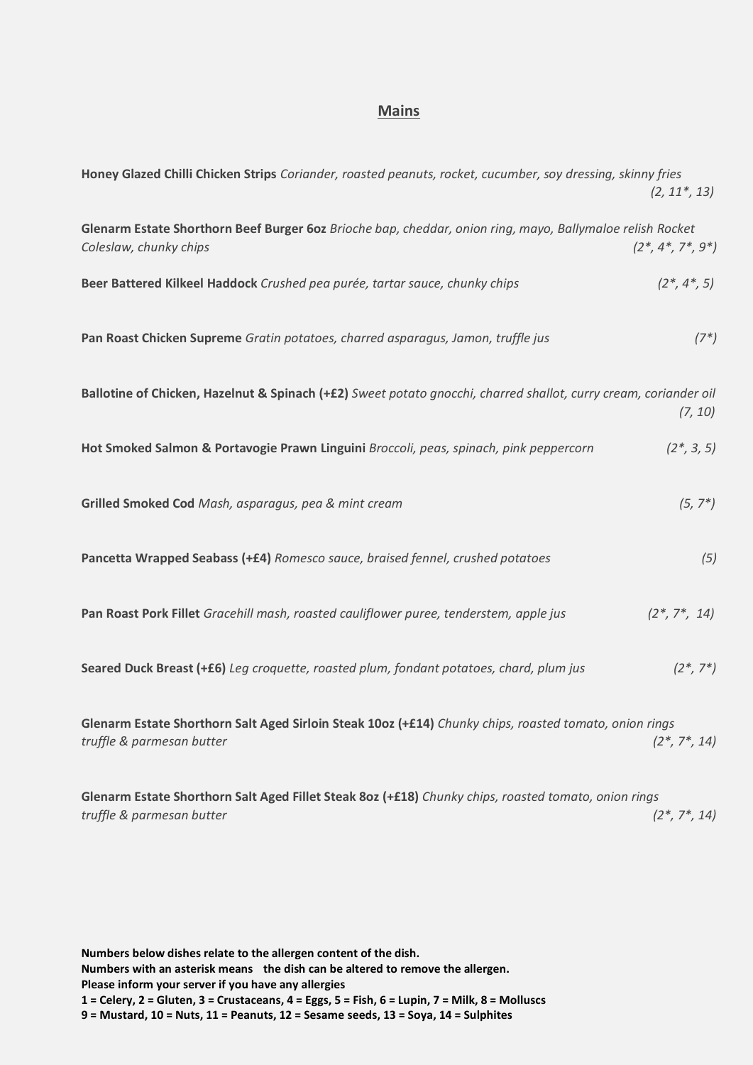## Mains

**Honey Glazed Chilli Chicken Strips** *Coriander, roasted peanuts, rocket, cucumber, soy dressing, skinny fries* *(2, 11*, 13)*

**Glenarm Estate Shorthorn Beef Burger 6oz** *Brioche bap, cheddar, onion ring, mayo, Ballymaloe relish Rocket Coleslaw, chunky chips* *(2*, 4*, 7*, 9*)*

**Beer Battered Kilkeel Haddock** *Crushed pea purée, tartar sauce, chunky chips* *(2*, 4*, 5)*

**Pan Roast Chicken Supreme** *Gratin potatoes, charred asparagus, Jamon, truffle jus* *(7*)*

**Ballotine of Chicken, Hazelnut & Spinach (+£2)** *Sweet potato gnocchi, charred shallot, curry cream, coriander oil* *(7, 10)*

**Hot Smoked Salmon & Portavogie Prawn Linguini** *Broccoli, peas, spinach, pink peppercorn* *(2*, 3, 5)*

**Grilled Smoked Cod** *Mash, asparagus, pea & mint cream* *(5, 7*)*

**Pancetta Wrapped Seabass (+£4)** *Romesco sauce, braised fennel, crushed potatoes* *(5)*

**Pan Roast Pork Fillet** *Gracehill mash, roasted cauliflower puree, tenderstem, apple jus* *(2*, 7*, 14)*

**Seared Duck Breast (+£6)** *Leg croquette, roasted plum, fondant potatoes, chard, plum jus* *(2*, 7*)*

**Glenarm Estate Shorthorn Salt Aged Sirloin Steak 10oz (+£14)** *Chunky chips, roasted tomato, onion rings truffle & parmesan butter* *(2*, 7*, 14)*

**Glenarm Estate Shorthorn Salt Aged Fillet Steak 8oz (+£18)** *Chunky chips, roasted tomato, onion rings truffle & parmesan butter* *(2*, 7*, 14)*

**Numbers below dishes relate to the allergen content of the dish.**
**Numbers with an asterisk means the dish can be altered to remove the allergen.**
**Please inform your server if you have any allergies**
**1 = Celery, 2 = Gluten, 3 = Crustaceans, 4 = Eggs, 5 = Fish, 6 = Lupin, 7 = Milk, 8 = Molluscs**
**9 = Mustard, 10 = Nuts, 11 = Peanuts, 12 = Sesame seeds, 13 = Soya, 14 = Sulphites**